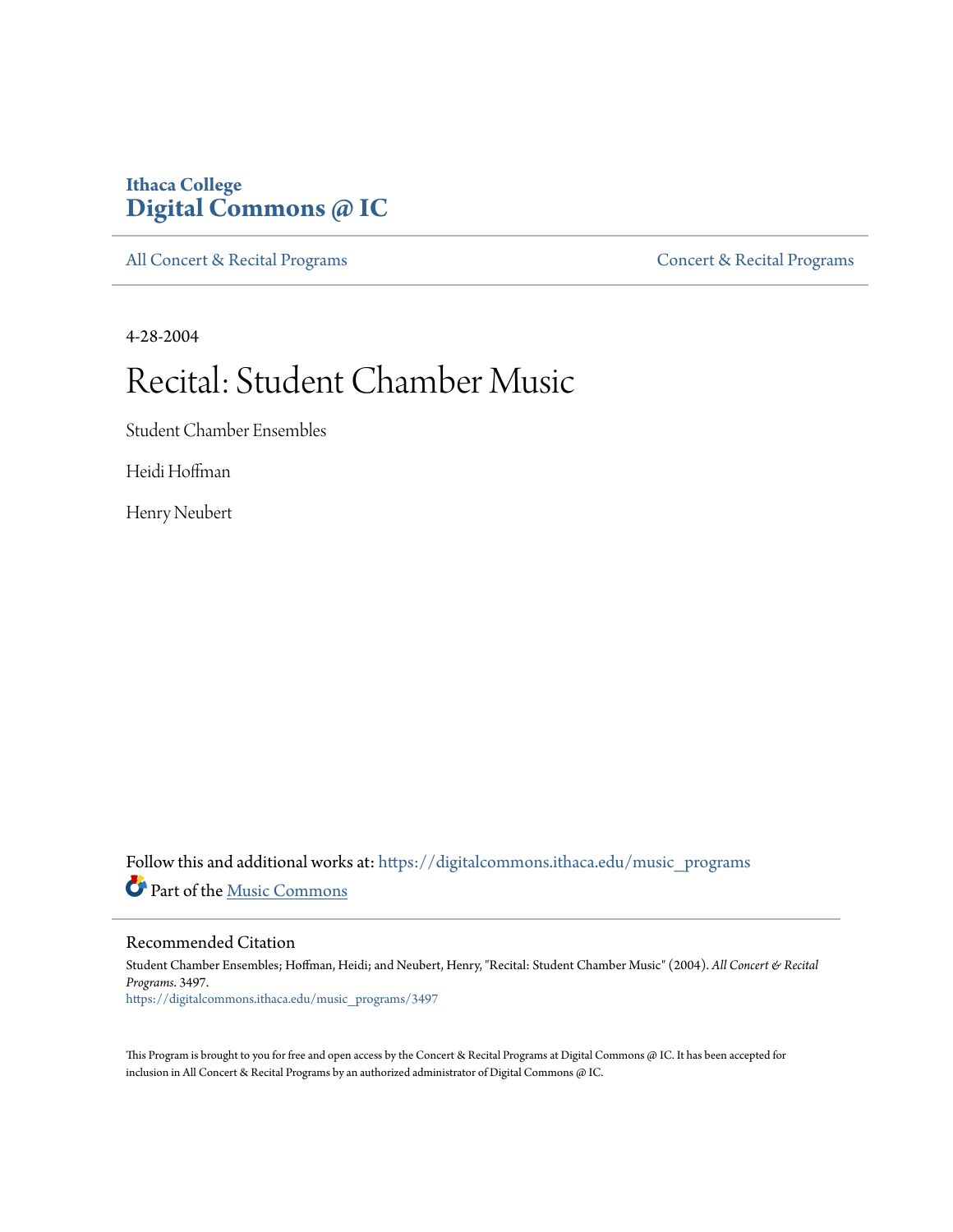Ithaca College
**Digital Commons @ IC**

All Concert & Recital Programs | Concert & Recital Programs

4-28-2004

# Recital: Student Chamber Music

Student Chamber Ensembles

Heidi Hoffman

Henry Neubert

Follow this and additional works at: https://digitalcommons.ithaca.edu/music_programs

Part of the Music Commons

## Recommended Citation

Student Chamber Ensembles; Hoffman, Heidi; and Neubert, Henry, "Recital: Student Chamber Music" (2004). *All Concert & Recital Programs*. 3497.
https://digitalcommons.ithaca.edu/music_programs/3497

This Program is brought to you for free and open access by the Concert & Recital Programs at Digital Commons @ IC. It has been accepted for inclusion in All Concert & Recital Programs by an authorized administrator of Digital Commons @ IC.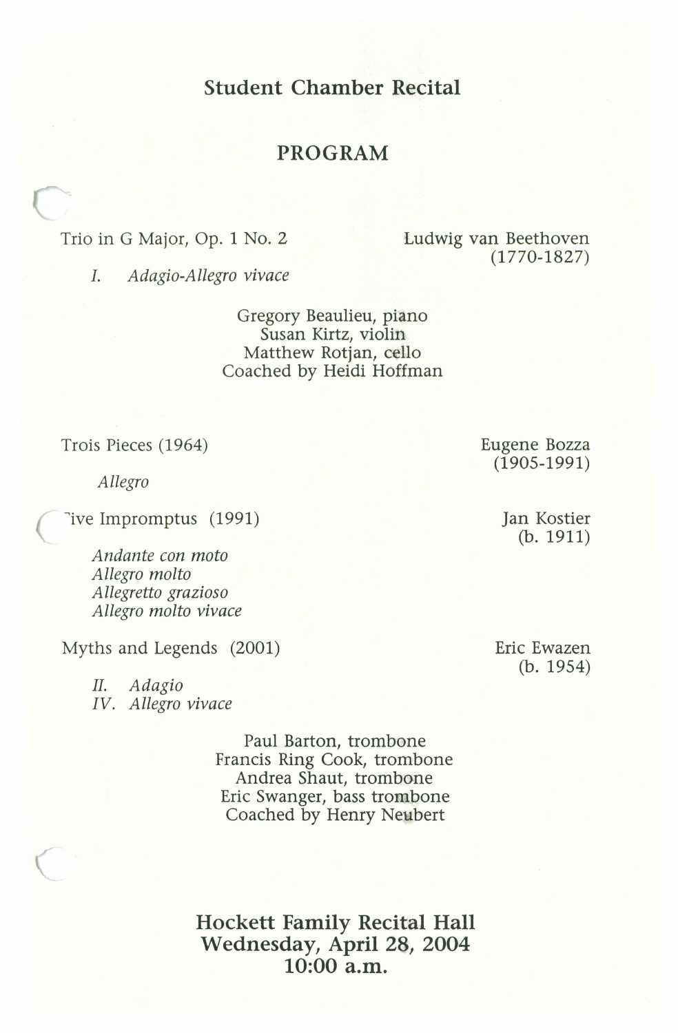# Student Chamber Recital

## PROGRAM

Trio in G Major, Op. 1 No. 2 — Ludwig van Beethoven (1770-1827)

*I. Adagio-Allegro vivace*

Gregory Beaulieu, piano
Susan Kirtz, violin
Matthew Rotjan, cello
Coached by Heidi Hoffman

Trois Pieces (1964) — Eugene Bozza (1905-1991)

*Allegro*

Five Impromptus (1991) — Jan Kostier (b. 1911)

*Andante con moto*
*Allegro molto*
*Allegretto grazioso*
*Allegro molto vivace*

Myths and Legends (2001) — Eric Ewazen (b. 1954)

*II. Adagio*
*IV. Allegro vivace*

Paul Barton, trombone
Francis Ring Cook, trombone
Andrea Shaut, trombone
Eric Swanger, bass trombone
Coached by Henry Neubert

**Hockett Family Recital Hall**
**Wednesday, April 28, 2004**
**10:00 a.m.**